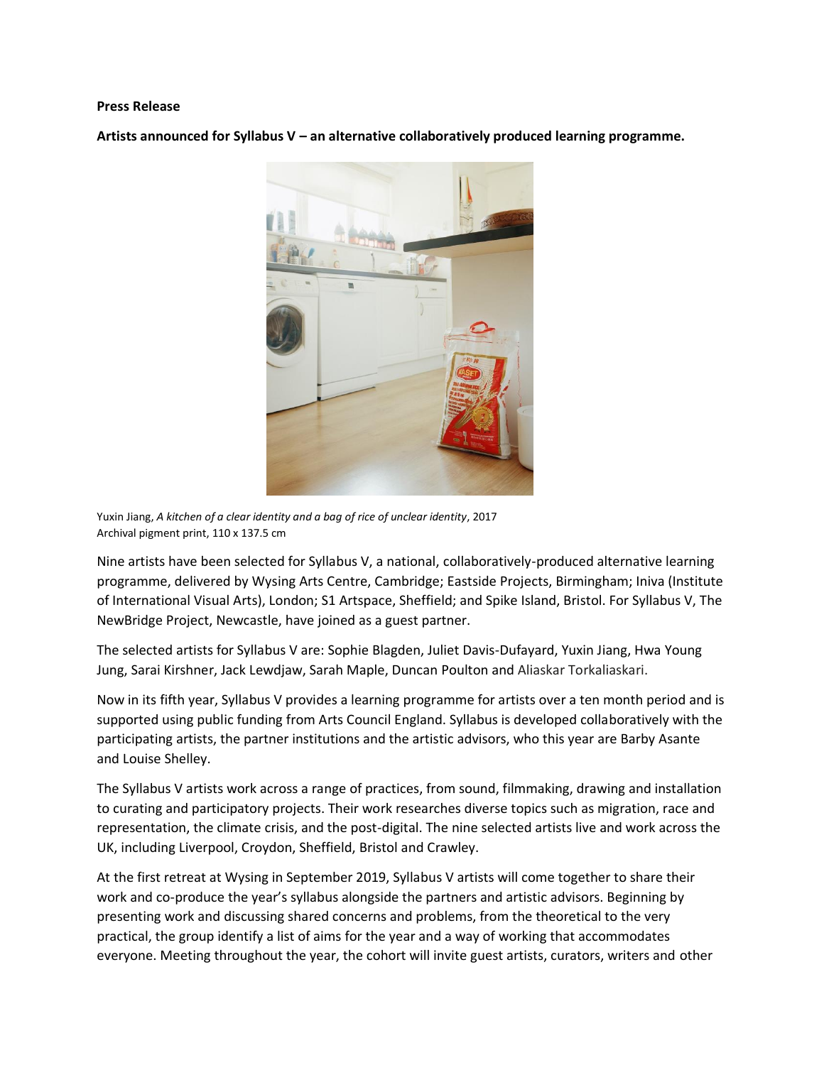**Press Release**

**Artists announced for Syllabus V – an alternative collaboratively produced learning programme.**

Yuxin Jiang, *A kitchen of a clear identity and a bag of rice of unclear identity*, 2017
Archival pigment print, 110 x 137.5 cm

Nine artists have been selected for Syllabus V, a national, collaboratively-produced alternative learning programme, delivered by Wysing Arts Centre, Cambridge; Eastside Projects, Birmingham; Iniva (Institute of International Visual Arts), London; S1 Artspace, Sheffield; and Spike Island, Bristol. For Syllabus V, The NewBridge Project, Newcastle, have joined as a guest partner.

The selected artists for Syllabus V are: Sophie Blagden, Juliet Davis-Dufayard, Yuxin Jiang, Hwa Young Jung, Sarai Kirshner, Jack Lewdjaw, Sarah Maple, Duncan Poulton and Aliaskar Torkaliaskari.

Now in its fifth year, Syllabus V provides a learning programme for artists over a ten month period and is supported using public funding from Arts Council England. Syllabus is developed collaboratively with the participating artists, the partner institutions and the artistic advisors, who this year are Barby Asante and Louise Shelley.

The Syllabus V artists work across a range of practices, from sound, filmmaking, drawing and installation to curating and participatory projects. Their work researches diverse topics such as migration, race and representation, the climate crisis, and the post-digital. The nine selected artists live and work across the UK, including Liverpool, Croydon, Sheffield, Bristol and Crawley.

At the first retreat at Wysing in September 2019, Syllabus V artists will come together to share their work and co-produce the year's syllabus alongside the partners and artistic advisors. Beginning by presenting work and discussing shared concerns and problems, from the theoretical to the very practical, the group identify a list of aims for the year and a way of working that accommodates everyone. Meeting throughout the year, the cohort will invite guest artists, curators, writers and other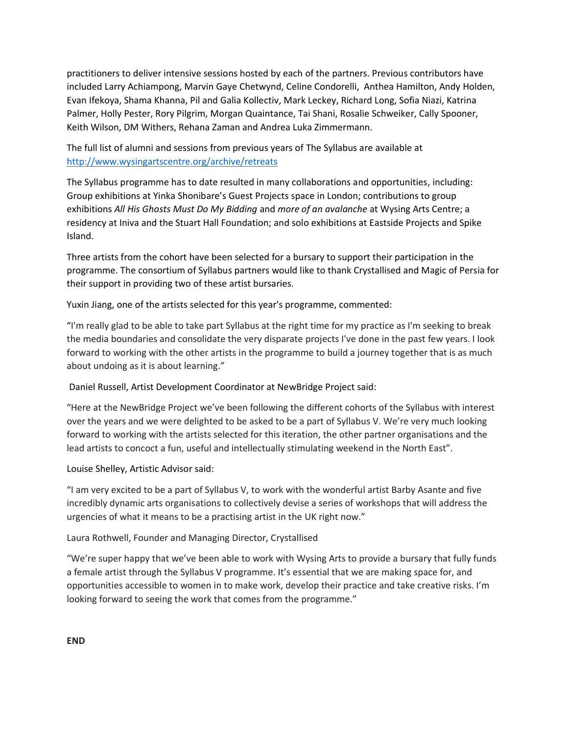practitioners to deliver intensive sessions hosted by each of the partners. Previous contributors have included Larry Achiampong, Marvin Gaye Chetwynd, Celine Condorelli, Anthea Hamilton, Andy Holden, Evan Ifekoya, Shama Khanna, Pil and Galia Kollectiv, Mark Leckey, Richard Long, Sofia Niazi, Katrina Palmer, Holly Pester, Rory Pilgrim, Morgan Quaintance, Tai Shani, Rosalie Schweiker, Cally Spooner, Keith Wilson, DM Withers, Rehana Zaman and Andrea Luka Zimmermann.

The full list of alumni and sessions from previous years of The Syllabus are available at [http://www.wysingartscentre.org/archive/retreats](http://www.wysingartscentre.org/archive/retreats)

The Syllabus programme has to date resulted in many collaborations and opportunities, including: Group exhibitions at Yinka Shonibare's Guest Projects space in London; contributions to group exhibitions *All His Ghosts Must Do My Bidding* and *more of an avalanche* at Wysing Arts Centre; a residency at Iniva and the Stuart Hall Foundation; and solo exhibitions at Eastside Projects and Spike Island.

Three artists from the cohort have been selected for a bursary to support their participation in the programme. The consortium of Syllabus partners would like to thank Crystallised and Magic of Persia for their support in providing two of these artist bursaries.

Yuxin Jiang, one of the artists selected for this year's programme, commented:

"I'm really glad to be able to take part Syllabus at the right time for my practice as I'm seeking to break the media boundaries and consolidate the very disparate projects I've done in the past few years. I look forward to working with the other artists in the programme to build a journey together that is as much about undoing as it is about learning."

Daniel Russell, Artist Development Coordinator at NewBridge Project said:

"Here at the NewBridge Project we've been following the different cohorts of the Syllabus with interest over the years and we were delighted to be asked to be a part of Syllabus V. We're very much looking forward to working with the artists selected for this iteration, the other partner organisations and the lead artists to concoct a fun, useful and intellectually stimulating weekend in the North East".

Louise Shelley, Artistic Advisor said:

"I am very excited to be a part of Syllabus V, to work with the wonderful artist Barby Asante and five incredibly dynamic arts organisations to collectively devise a series of workshops that will address the urgencies of what it means to be a practising artist in the UK right now."

Laura Rothwell, Founder and Managing Director, Crystallised

"We're super happy that we've been able to work with Wysing Arts to provide a bursary that fully funds a female artist through the Syllabus V programme. It's essential that we are making space for, and opportunities accessible to women in to make work, develop their practice and take creative risks. I'm looking forward to seeing the work that comes from the programme."

**END**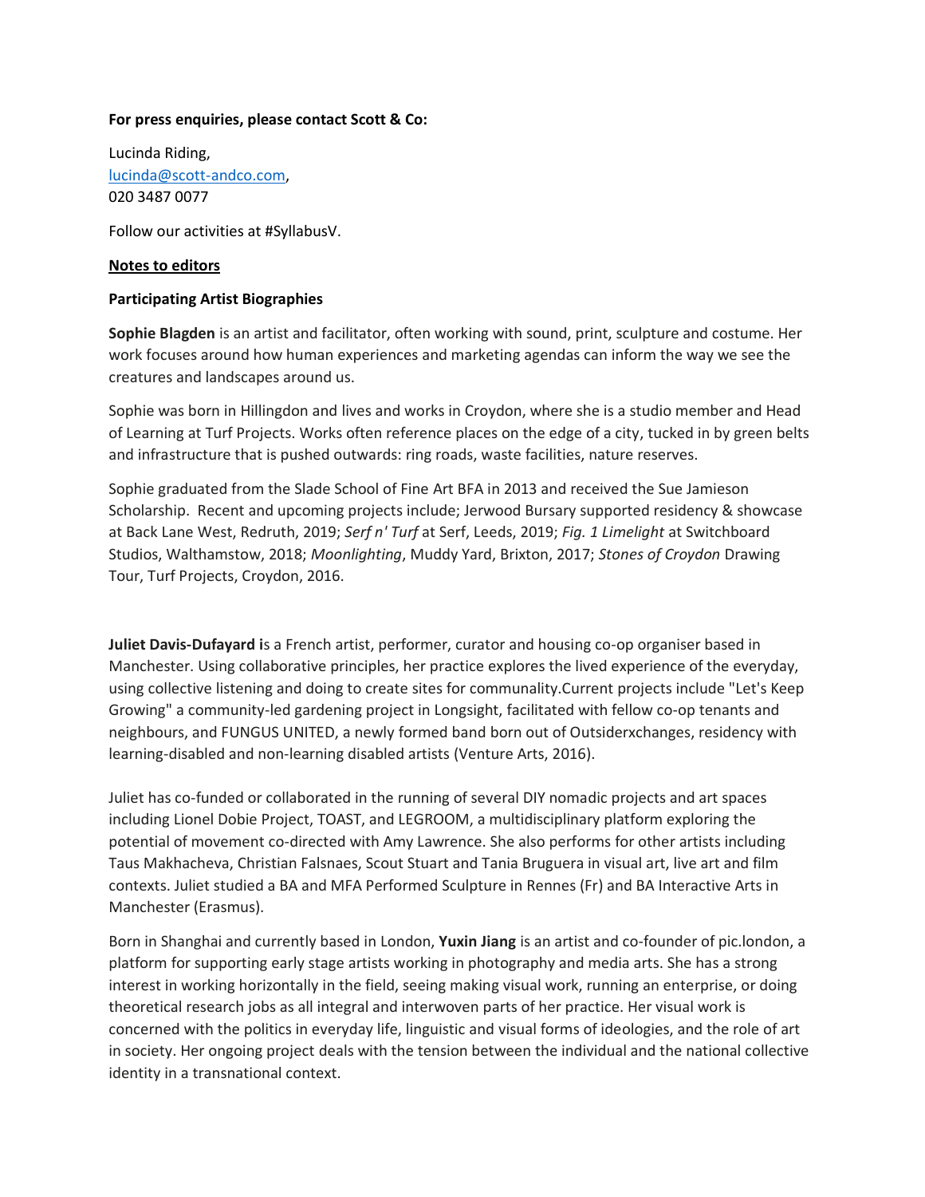**For press enquiries, please contact Scott & Co:**

Lucinda Riding,
[lucinda@scott-andco.com](mailto:lucinda@scott-andco.com),
020 3487 0077

Follow our activities at #SyllabusV.

**Notes to editors**

**Participating Artist Biographies**

**Sophie Blagden** is an artist and facilitator, often working with sound, print, sculpture and costume. Her work focuses around how human experiences and marketing agendas can inform the way we see the creatures and landscapes around us.

Sophie was born in Hillingdon and lives and works in Croydon, where she is a studio member and Head of Learning at Turf Projects. Works often reference places on the edge of a city, tucked in by green belts and infrastructure that is pushed outwards: ring roads, waste facilities, nature reserves.

Sophie graduated from the Slade School of Fine Art BFA in 2013 and received the Sue Jamieson Scholarship. Recent and upcoming projects include; Jerwood Bursary supported residency & showcase at Back Lane West, Redruth, 2019; *Serf n' Turf* at Serf, Leeds, 2019; *Fig. 1 Limelight* at Switchboard Studios, Walthamstow, 2018; *Moonlighting*, Muddy Yard, Brixton, 2017; *Stones of Croydon* Drawing Tour, Turf Projects, Croydon, 2016.

**Juliet Davis-Dufayard i**s a French artist, performer, curator and housing co-op organiser based in Manchester. Using collaborative principles, her practice explores the lived experience of the everyday, using collective listening and doing to create sites for communality.Current projects include "Let's Keep Growing" a community-led gardening project in Longsight, facilitated with fellow co-op tenants and neighbours, and FUNGUS UNITED, a newly formed band born out of Outsiderxchanges, residency with learning-disabled and non-learning disabled artists (Venture Arts, 2016).

Juliet has co-funded or collaborated in the running of several DIY nomadic projects and art spaces including Lionel Dobie Project, TOAST, and LEGROOM, a multidisciplinary platform exploring the potential of movement co-directed with Amy Lawrence. She also performs for other artists including Taus Makhacheva, Christian Falsnaes, Scout Stuart and Tania Bruguera in visual art, live art and film contexts. Juliet studied a BA and MFA Performed Sculpture in Rennes (Fr) and BA Interactive Arts in Manchester (Erasmus).

Born in Shanghai and currently based in London, **Yuxin Jiang** is an artist and co-founder of pic.london, a platform for supporting early stage artists working in photography and media arts. She has a strong interest in working horizontally in the field, seeing making visual work, running an enterprise, or doing theoretical research jobs as all integral and interwoven parts of her practice. Her visual work is concerned with the politics in everyday life, linguistic and visual forms of ideologies, and the role of art in society. Her ongoing project deals with the tension between the individual and the national collective identity in a transnational context.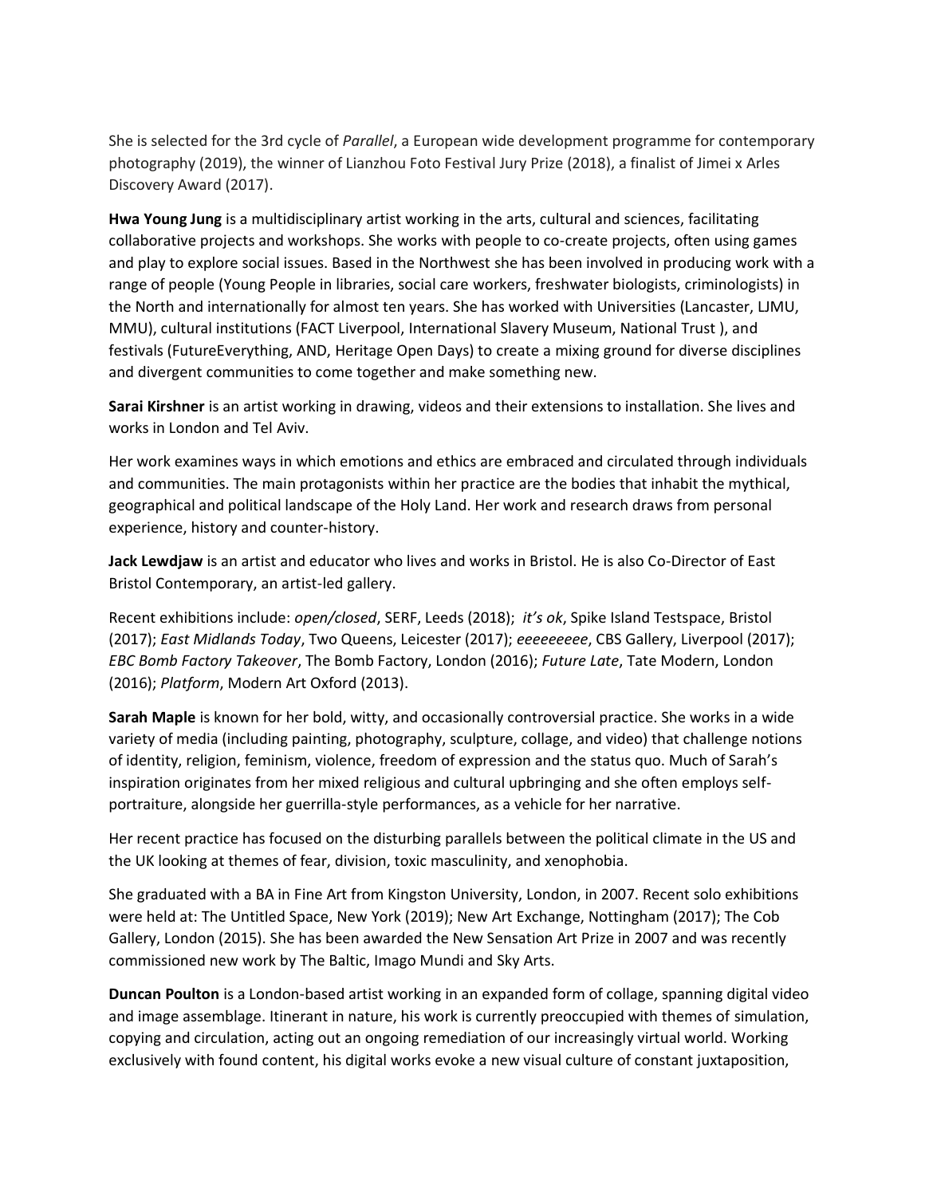She is selected for the 3rd cycle of *Parallel*, a European wide development programme for contemporary photography (2019), the winner of Lianzhou Foto Festival Jury Prize (2018), a finalist of Jimei x Arles Discovery Award (2017).

**Hwa Young Jung** is a multidisciplinary artist working in the arts, cultural and sciences, facilitating collaborative projects and workshops. She works with people to co-create projects, often using games and play to explore social issues. Based in the Northwest she has been involved in producing work with a range of people (Young People in libraries, social care workers, freshwater biologists, criminologists) in the North and internationally for almost ten years. She has worked with Universities (Lancaster, LJMU, MMU), cultural institutions (FACT Liverpool, International Slavery Museum, National Trust ), and festivals (FutureEverything, AND, Heritage Open Days) to create a mixing ground for diverse disciplines and divergent communities to come together and make something new.

**Sarai Kirshner** is an artist working in drawing, videos and their extensions to installation. She lives and works in London and Tel Aviv.

Her work examines ways in which emotions and ethics are embraced and circulated through individuals and communities. The main protagonists within her practice are the bodies that inhabit the mythical, geographical and political landscape of the Holy Land. Her work and research draws from personal experience, history and counter-history.

**Jack Lewdjaw** is an artist and educator who lives and works in Bristol. He is also Co-Director of East Bristol Contemporary, an artist-led gallery.

Recent exhibitions include: *open/closed*, SERF, Leeds (2018); *it's ok*, Spike Island Testspace, Bristol (2017); *East Midlands Today*, Two Queens, Leicester (2017); *eeeeeeeee*, CBS Gallery, Liverpool (2017); *EBC Bomb Factory Takeover*, The Bomb Factory, London (2016); *Future Late*, Tate Modern, London (2016); *Platform*, Modern Art Oxford (2013).

**Sarah Maple** is known for her bold, witty, and occasionally controversial practice. She works in a wide variety of media (including painting, photography, sculpture, collage, and video) that challenge notions of identity, religion, feminism, violence, freedom of expression and the status quo. Much of Sarah's inspiration originates from her mixed religious and cultural upbringing and she often employs self-portraiture, alongside her guerrilla-style performances, as a vehicle for her narrative.

Her recent practice has focused on the disturbing parallels between the political climate in the US and the UK looking at themes of fear, division, toxic masculinity, and xenophobia.

She graduated with a BA in Fine Art from Kingston University, London, in 2007. Recent solo exhibitions were held at: The Untitled Space, New York (2019); New Art Exchange, Nottingham (2017); The Cob Gallery, London (2015). She has been awarded the New Sensation Art Prize in 2007 and was recently commissioned new work by The Baltic, Imago Mundi and Sky Arts.

**Duncan Poulton** is a London-based artist working in an expanded form of collage, spanning digital video and image assemblage. Itinerant in nature, his work is currently preoccupied with themes of simulation, copying and circulation, acting out an ongoing remediation of our increasingly virtual world. Working exclusively with found content, his digital works evoke a new visual culture of constant juxtaposition,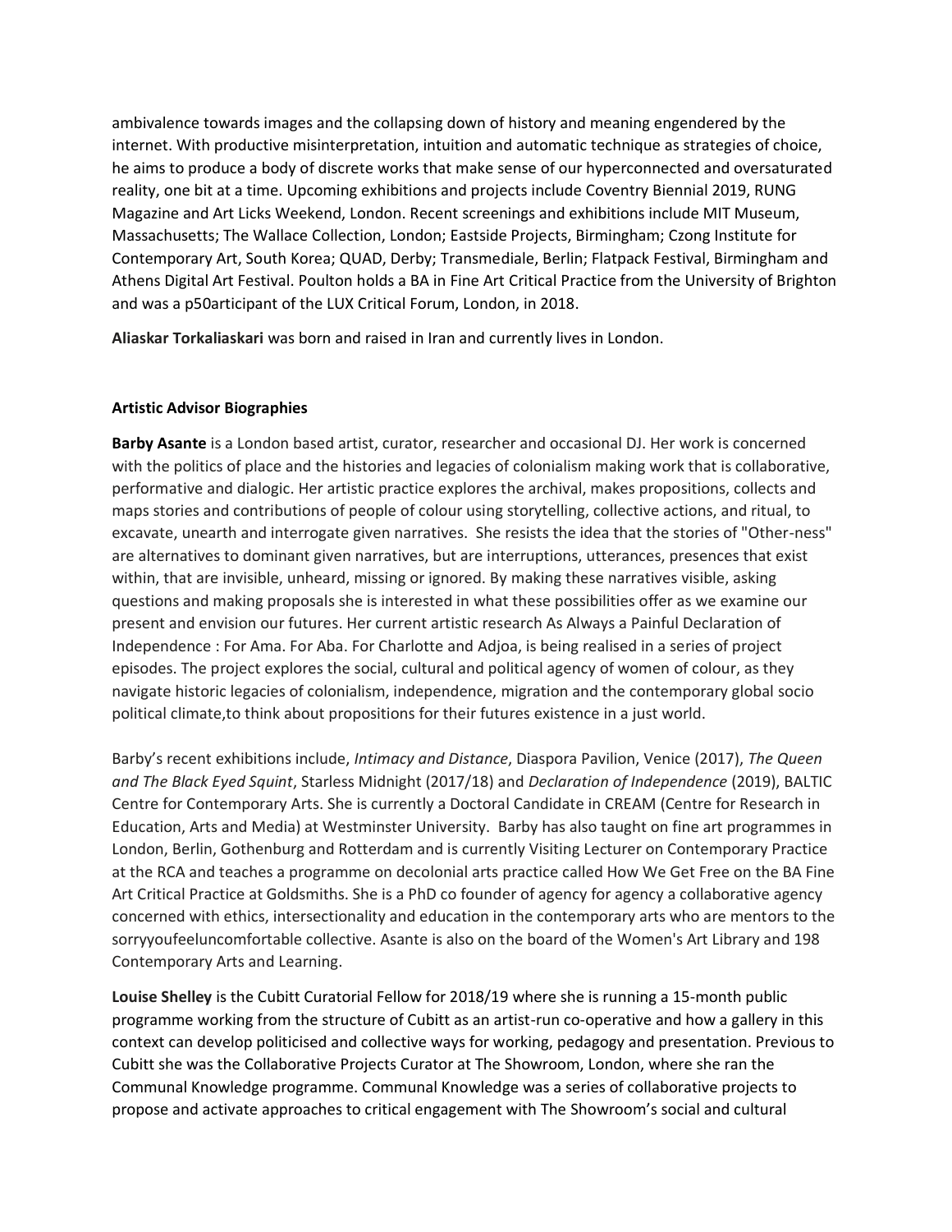ambivalence towards images and the collapsing down of history and meaning engendered by the internet. With productive misinterpretation, intuition and automatic technique as strategies of choice, he aims to produce a body of discrete works that make sense of our hyperconnected and oversaturated reality, one bit at a time. Upcoming exhibitions and projects include Coventry Biennial 2019, RUNG Magazine and Art Licks Weekend, London. Recent screenings and exhibitions include MIT Museum, Massachusetts; The Wallace Collection, London; Eastside Projects, Birmingham; Czong Institute for Contemporary Art, South Korea; QUAD, Derby; Transmediale, Berlin; Flatpack Festival, Birmingham and Athens Digital Art Festival. Poulton holds a BA in Fine Art Critical Practice from the University of Brighton and was a p50articipant of the LUX Critical Forum, London, in 2018.

**Aliaskar Torkaliaskari** was born and raised in Iran and currently lives in London.

**Artistic Advisor Biographies**

**Barby Asante** is a London based artist, curator, researcher and occasional DJ. Her work is concerned with the politics of place and the histories and legacies of colonialism making work that is collaborative, performative and dialogic. Her artistic practice explores the archival, makes propositions, collects and maps stories and contributions of people of colour using storytelling, collective actions, and ritual, to excavate, unearth and interrogate given narratives. She resists the idea that the stories of "Other-ness" are alternatives to dominant given narratives, but are interruptions, utterances, presences that exist within, that are invisible, unheard, missing or ignored. By making these narratives visible, asking questions and making proposals she is interested in what these possibilities offer as we examine our present and envision our futures. Her current artistic research As Always a Painful Declaration of Independence : For Ama. For Aba. For Charlotte and Adjoa, is being realised in a series of project episodes. The project explores the social, cultural and political agency of women of colour, as they navigate historic legacies of colonialism, independence, migration and the contemporary global socio political climate,to think about propositions for their futures existence in a just world.

Barby's recent exhibitions include, *Intimacy and Distance*, Diaspora Pavilion, Venice (2017), *The Queen and The Black Eyed Squint*, Starless Midnight (2017/18) and *Declaration of Independence* (2019), BALTIC Centre for Contemporary Arts. She is currently a Doctoral Candidate in CREAM (Centre for Research in Education, Arts and Media) at Westminster University. Barby has also taught on fine art programmes in London, Berlin, Gothenburg and Rotterdam and is currently Visiting Lecturer on Contemporary Practice at the RCA and teaches a programme on decolonial arts practice called How We Get Free on the BA Fine Art Critical Practice at Goldsmiths. She is a PhD co founder of agency for agency a collaborative agency concerned with ethics, intersectionality and education in the contemporary arts who are mentors to the sorryyoufeeluncomfortable collective. Asante is also on the board of the Women's Art Library and 198 Contemporary Arts and Learning.

**Louise Shelley** is the Cubitt Curatorial Fellow for 2018/19 where she is running a 15-month public programme working from the structure of Cubitt as an artist-run co-operative and how a gallery in this context can develop politicised and collective ways for working, pedagogy and presentation. Previous to Cubitt she was the Collaborative Projects Curator at The Showroom, London, where she ran the Communal Knowledge programme. Communal Knowledge was a series of collaborative projects to propose and activate approaches to critical engagement with The Showroom's social and cultural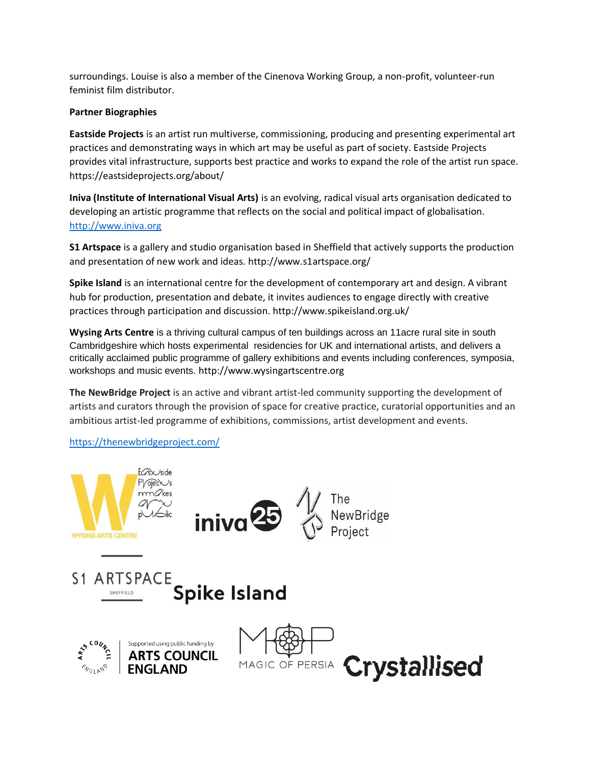surroundings. Louise is also a member of the Cinenova Working Group, a non-profit, volunteer-run feminist film distributor.

**Partner Biographies**

**Eastside Projects** is an artist run multiverse, commissioning, producing and presenting experimental art practices and demonstrating ways in which art may be useful as part of society. Eastside Projects provides vital infrastructure, supports best practice and works to expand the role of the artist run space. https://eastsideprojects.org/about/

**Iniva (Institute of International Visual Arts)** is an evolving, radical visual arts organisation dedicated to developing an artistic programme that reflects on the social and political impact of globalisation. http://www.iniva.org

**S1 Artspace** is a gallery and studio organisation based in Sheffield that actively supports the production and presentation of new work and ideas. http://www.s1artspace.org/

**Spike Island** is an international centre for the development of contemporary art and design. A vibrant hub for production, presentation and debate, it invites audiences to engage directly with creative practices through participation and discussion. http://www.spikeisland.org.uk/

**Wysing Arts Centre** is a thriving cultural campus of ten buildings across an 11acre rural site in south Cambridgeshire which hosts experimental residencies for UK and international artists, and delivers a critically acclaimed public programme of gallery exhibitions and events including conferences, symposia, workshops and music events. http://www.wysingartscentre.org

**The NewBridge Project** is an active and vibrant artist-led community supporting the development of artists and curators through the provision of space for creative practice, curatorial opportunities and an ambitious artist-led programme of exhibitions, commissions, artist development and events.

https://thenewbridgeproject.com/

WYSING ARTS CENTRE

Eastside Projects makes art public

iniva 25

The NewBridge Project

S1 ARTSPACE SHEFFIELD

Spike Island

Supported using public funding by ARTS COUNCIL ENGLAND

MAGIC OF PERSIA

Crystallised